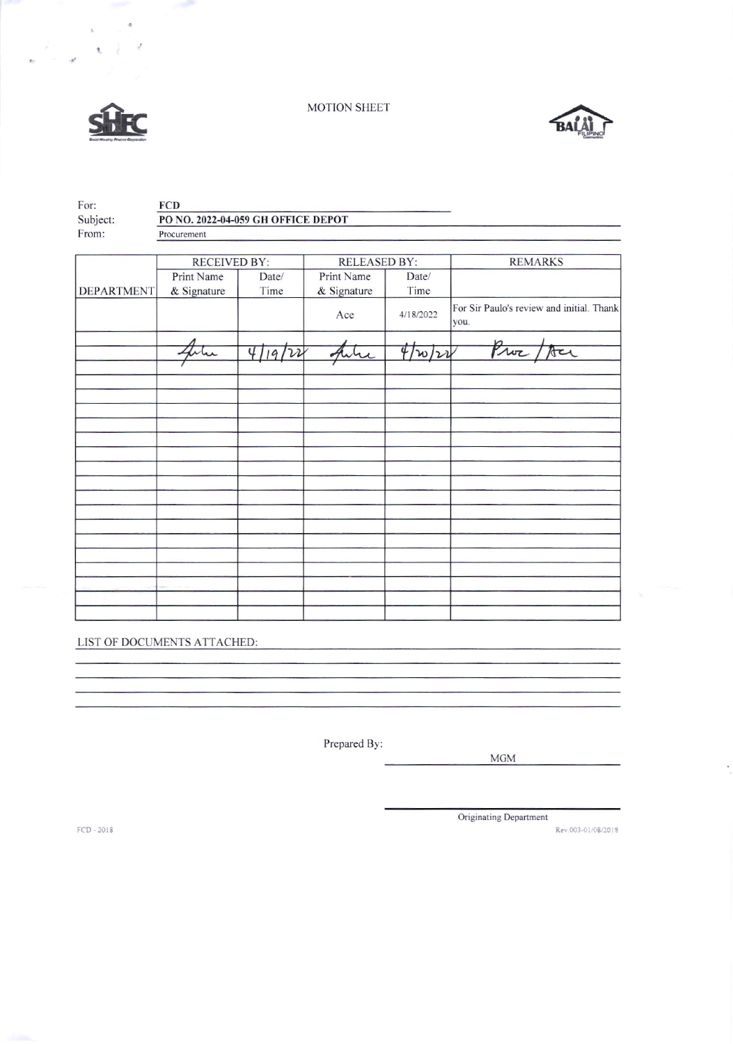MOTION SHEET

For: **FCD**

Subject: **PO NO. 2022-04-059 GH OFFICE DEPOT**

From: Procurement

| DEPARTMENT | RECEIVED BY: | | RELEASED BY: | | REMARKS |
|---|---|---|---|---|---|
| | Print Name & Signature | Date/ Time | Print Name & Signature | Date/ Time | |
| | | | Ace | 4/18/2022 | For Sir Paulo's review and initial. Thank you. |
| | Julie | 4/19/22 | Julie | 4/20/22 | Proc / Ace |
| | | | | | |
| | | | | | |
| | | | | | |
| | | | | | |
| | | | | | |
| | | | | | |
| | | | | | |
| | | | | | |
| | | | | | |
| | | | | | |
| | | | | | |
| | | | | | |
| | | | | | |
| | | | | | |
| | | | | | |
| | | | | | |
| | | | | | |
| | | | | | |

LIST OF DOCUMENTS ATTACHED:

Prepared By:

MGM

Originating Department

FCD - 2018

Rev.003-01/08/2018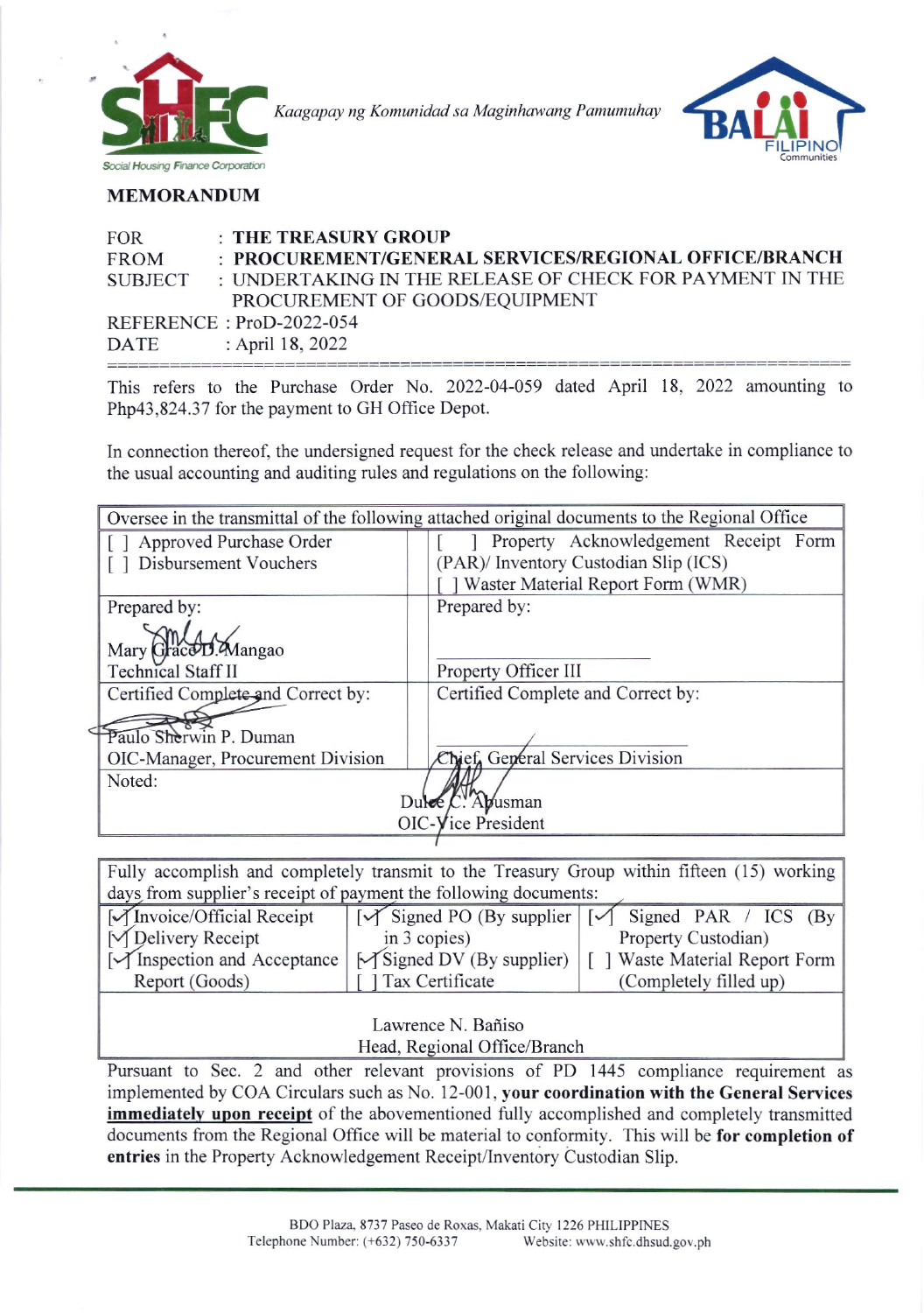Social Housing Finance Corporation

*Kaagapay ng Komunidad sa Maginhawang Pamumuhay*

BALAI FILIPINO Communities

## MEMORANDUM

FOR : **THE TREASURY GROUP**
FROM : **PROCUREMENT/GENERAL SERVICES/REGIONAL OFFICE/BRANCH**
SUBJECT : UNDERTAKING IN THE RELEASE OF CHECK FOR PAYMENT IN THE PROCUREMENT OF GOODS/EQUIPMENT
REFERENCE : ProD-2022-054
DATE : April 18, 2022

---

This refers to the Purchase Order No. 2022-04-059 dated April 18, 2022 amounting to Php43,824.37 for the payment to GH Office Depot.

In connection thereof, the undersigned request for the check release and undertake in compliance to the usual accounting and auditing rules and regulations on the following:

| Oversee in the transmittal of the following attached original documents to the Regional Office | |
|---|---|
| [ ] Approved Purchase Order<br>[ ] Disbursement Vouchers | [ ] Property Acknowledgement Receipt Form (PAR)/ Inventory Custodian Slip (ICS)<br>[ ] Waster Material Report Form (WMR) |
| Prepared by:<br><br>Mary Grace D. Mangao<br>Technical Staff II | Prepared by:<br><br>_______________<br>Property Officer III |
| Certified Complete and Correct by:<br><br>Paulo Sherwin P. Duman<br>OIC-Manager, Procurement Division | Certified Complete and Correct by:<br><br>_______________<br>Chief, General Services Division |
| Noted:<br><br>Dulce C. Abusman<br>OIC-Vice President | |

| Fully accomplish and completely transmit to the Treasury Group within fifteen (15) working days from supplier's receipt of payment the following documents: | | |
|---|---|---|
| [✓] Invoice/Official Receipt<br>[✓] Delivery Receipt<br>[✓] Inspection and Acceptance Report (Goods) | [✓] Signed PO (By supplier in 3 copies)<br>[✓] Signed DV (By supplier)<br>[ ] Tax Certificate | [✓] Signed PAR / ICS (By Property Custodian)<br>[ ] Waste Material Report Form (Completely filled up) |
| Lawrence N. Bañiso<br>Head, Regional Office/Branch | | |

Pursuant to Sec. 2 and other relevant provisions of PD 1445 compliance requirement as implemented by COA Circulars such as No. 12-001, **your coordination with the General Services <u>immediately upon receipt</u>** of the abovementioned fully accomplished and completely transmitted documents from the Regional Office will be material to conformity. This will be **for completion of entries** in the Property Acknowledgement Receipt/Inventory Custodian Slip.

BDO Plaza, 8737 Paseo de Roxas, Makati City 1226 PHILIPPINES
Telephone Number: (+632) 750-6337 Website: www.shfc.dhsud.gov.ph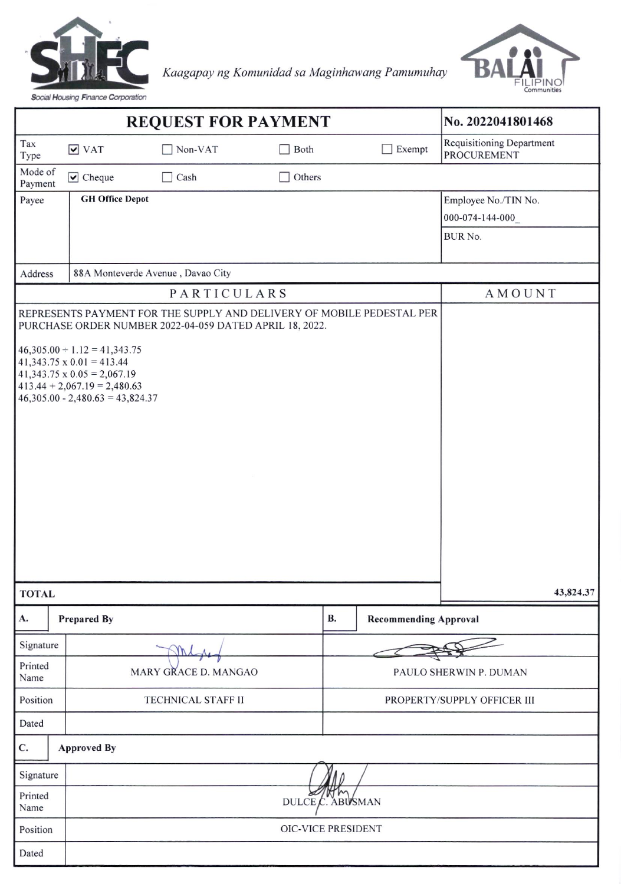Social Housing Finance Corporation

*Kaagapay ng Komunidad sa Maginhawang Pamumuhay*

BALAI FILIPINO Communities

| REQUEST FOR PAYMENT | | | | | No. 2022041801468 |
|---|---|---|---|---|---|
| Tax Type | ☑ VAT | ☐ Non-VAT | ☐ Both | ☐ Exempt | Requisitioning Department PROCUREMENT |
| Mode of Payment | ☑ Cheque | ☐ Cash | ☐ Others | | |
| Payee | **GH Office Depot** | | | | Employee No./TIN No. 000-074-144-000_ |
| | | | | | BUR No. |
| Address | 88A Monteverde Avenue , Davao City | | | | |

| PARTICULARS | AMOUNT |
|---|---|
| REPRESENTS PAYMENT FOR THE SUPPLY AND DELIVERY OF MOBILE PEDESTAL PER PURCHASE ORDER NUMBER 2022-04-059 DATED APRIL 18, 2022.<br><br>46,305.00 ÷ 1.12 = 41,343.75<br>41,343.75 x 0.01 = 413.44<br>41,343.75 x 0.05 = 2,067.19<br>413.44 + 2,067.19 = 2,480.63<br>46,305.00 - 2,480.63 = 43,824.37 | |
| **TOTAL** | **43,824.37** |

| A. | Prepared By | B. | Recommending Approval |
|---|---|---|---|
| Signature | (signed) | | (signed) |
| Printed Name | MARY GRACE D. MANGAO | | PAULO SHERWIN P. DUMAN |
| Position | TECHNICAL STAFF II | | PROPERTY/SUPPLY OFFICER III |
| Dated | | | |

| C. | Approved By |
|---|---|
| Signature | (signed) |
| Printed Name | DULCE C. ABUSMAN |
| Position | OIC-VICE PRESIDENT |
| Dated | |